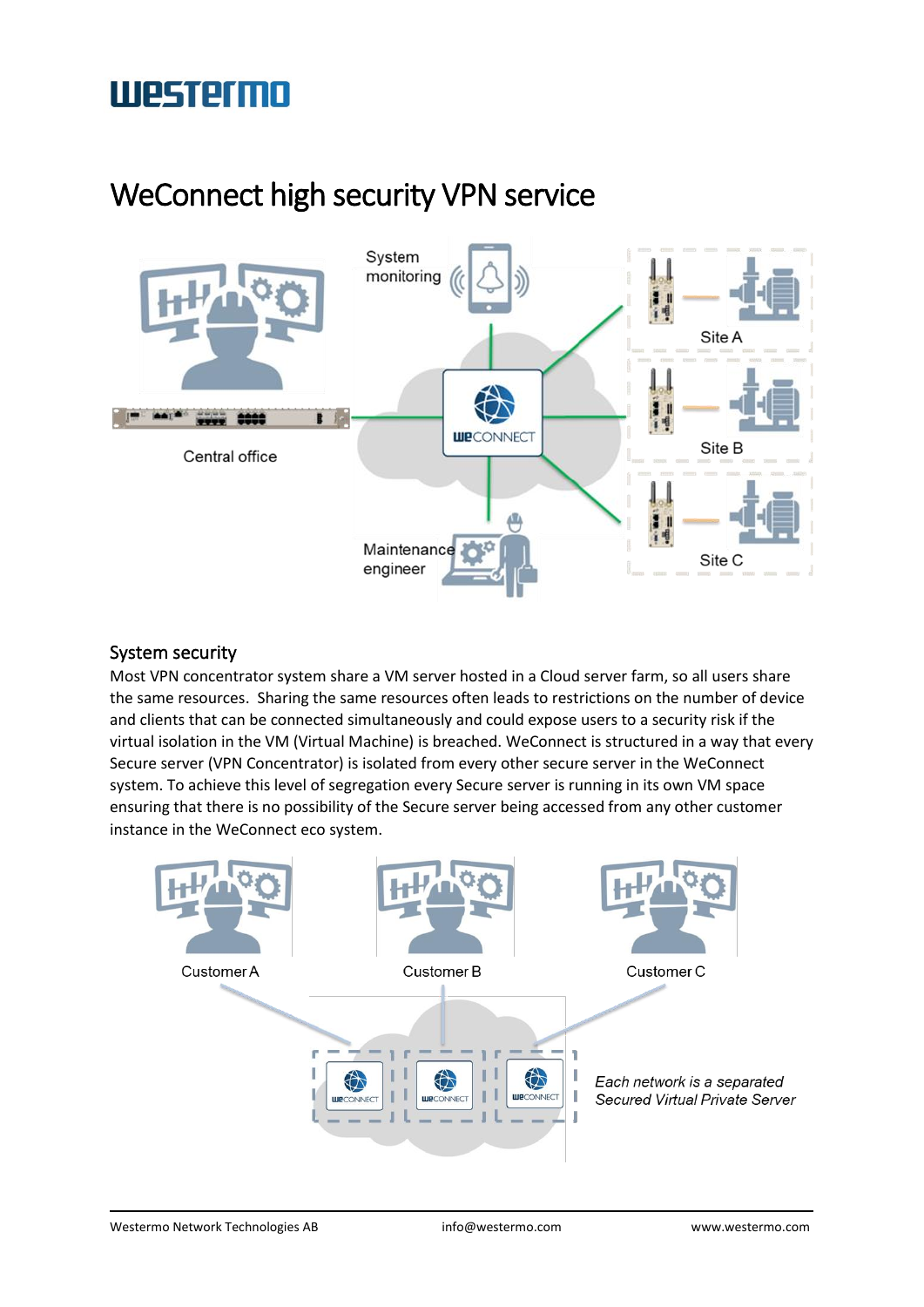# WeConnect high security VPN service

## System security

Most VPN concentrator system share a VM server hosted in a Cloud server farm, so all users share the same resources. Sharing the same resources often leads to restrictions on the number of device and clients that can be connected simultaneously and could expose users to a security risk if the virtual isolation in the VM (Virtual Machine) is breached. WeConnect is structured in a way that every Secure server (VPN Concentrator) is isolated from every other secure server in the WeConnect system. To achieve this level of segregation every Secure server is running in its own VM space ensuring that there is no possibility of the Secure server being accessed from any other customer instance in the WeConnect eco system.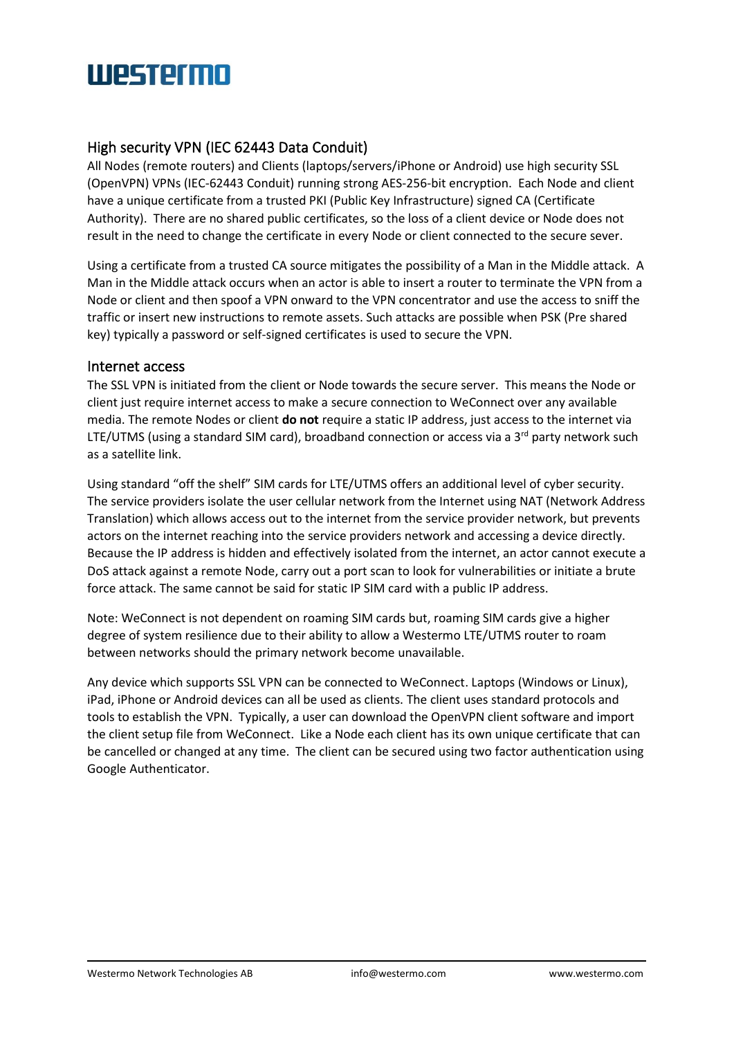## High security VPN (IEC 62443 Data Conduit)

All Nodes (remote routers) and Clients (laptops/servers/iPhone or Android) use high security SSL (OpenVPN) VPNs (IEC-62443 Conduit) running strong AES-256-bit encryption. Each Node and client have a unique certificate from a trusted PKI (Public Key Infrastructure) signed CA (Certificate Authority). There are no shared public certificates, so the loss of a client device or Node does not result in the need to change the certificate in every Node or client connected to the secure sever.

Using a certificate from a trusted CA source mitigates the possibility of a Man in the Middle attack. A Man in the Middle attack occurs when an actor is able to insert a router to terminate the VPN from a Node or client and then spoof a VPN onward to the VPN concentrator and use the access to sniff the traffic or insert new instructions to remote assets. Such attacks are possible when PSK (Pre shared key) typically a password or self-signed certificates is used to secure the VPN.

## Internet access

The SSL VPN is initiated from the client or Node towards the secure server. This means the Node or client just require internet access to make a secure connection to WeConnect over any available media. The remote Nodes or client **do not** require a static IP address, just access to the internet via LTE/UTMS (using a standard SIM card), broadband connection or access via a 3rd party network such as a satellite link.

Using standard "off the shelf" SIM cards for LTE/UTMS offers an additional level of cyber security. The service providers isolate the user cellular network from the Internet using NAT (Network Address Translation) which allows access out to the internet from the service provider network, but prevents actors on the internet reaching into the service providers network and accessing a device directly. Because the IP address is hidden and effectively isolated from the internet, an actor cannot execute a DoS attack against a remote Node, carry out a port scan to look for vulnerabilities or initiate a brute force attack. The same cannot be said for static IP SIM card with a public IP address.

Note: WeConnect is not dependent on roaming SIM cards but, roaming SIM cards give a higher degree of system resilience due to their ability to allow a Westermo LTE/UTMS router to roam between networks should the primary network become unavailable.

Any device which supports SSL VPN can be connected to WeConnect. Laptops (Windows or Linux), iPad, iPhone or Android devices can all be used as clients. The client uses standard protocols and tools to establish the VPN. Typically, a user can download the OpenVPN client software and import the client setup file from WeConnect. Like a Node each client has its own unique certificate that can be cancelled or changed at any time. The client can be secured using two factor authentication using Google Authenticator.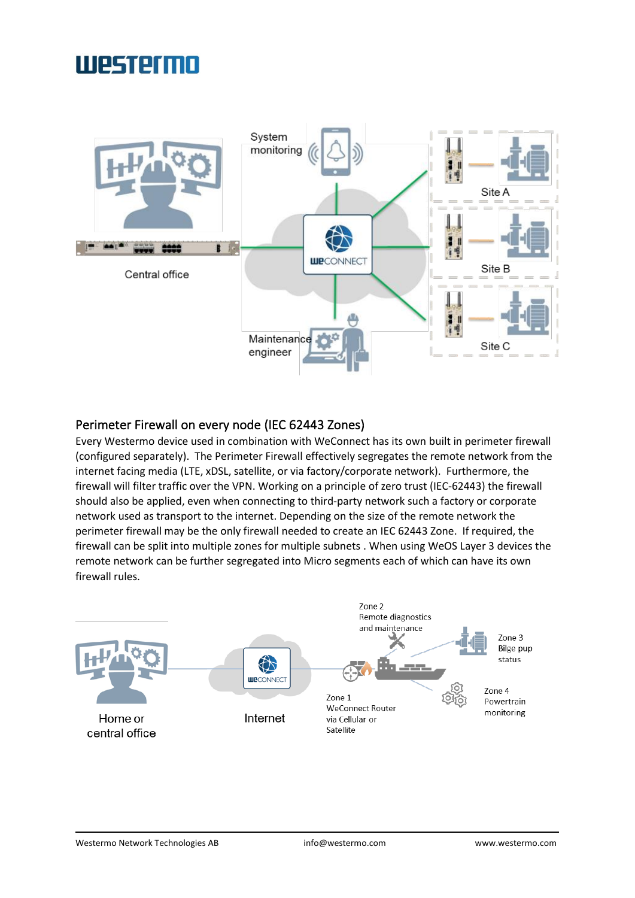## Perimeter Firewall on every node (IEC 62443 Zones)

Every Westermo device used in combination with WeConnect has its own built in perimeter firewall (configured separately). The Perimeter Firewall effectively segregates the remote network from the internet facing media (LTE, xDSL, satellite, or via factory/corporate network). Furthermore, the firewall will filter traffic over the VPN. Working on a principle of zero trust (IEC-62443) the firewall should also be applied, even when connecting to third-party network such a factory or corporate network used as transport to the internet. Depending on the size of the remote network the perimeter firewall may be the only firewall needed to create an IEC 62443 Zone. If required, the firewall can be split into multiple zones for multiple subnets . When using WeOS Layer 3 devices the remote network can be further segregated into Micro segments each of which can have its own firewall rules.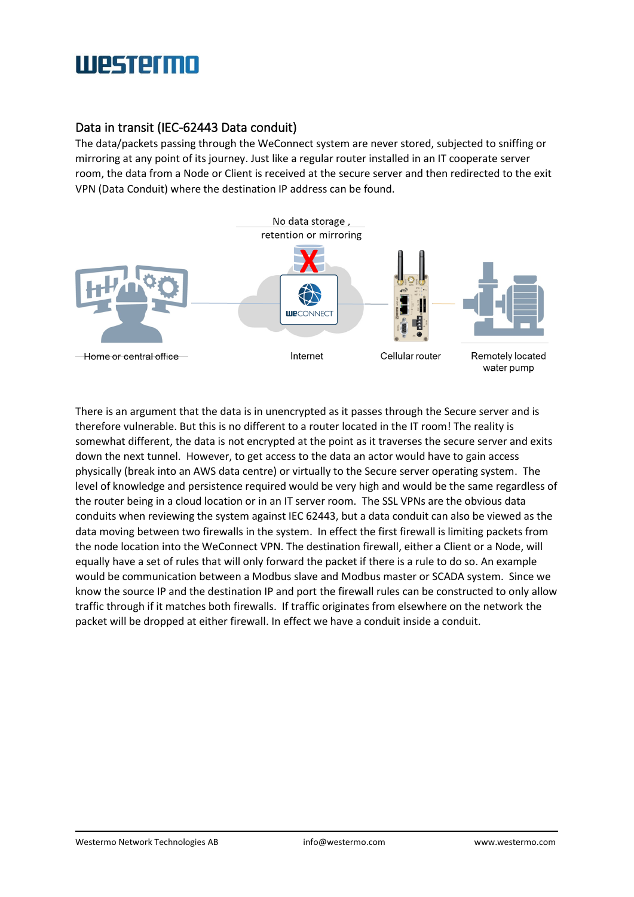## Data in transit (IEC-62443 Data conduit)

The data/packets passing through the WeConnect system are never stored, subjected to sniffing or mirroring at any point of its journey. Just like a regular router installed in an IT cooperate server room, the data from a Node or Client is received at the secure server and then redirected to the exit VPN (Data Conduit) where the destination IP address can be found.

No data storage , retention or mirroring

Home or central office | Internet | Cellular router | Remotely located water pump

There is an argument that the data is in unencrypted as it passes through the Secure server and is therefore vulnerable. But this is no different to a router located in the IT room! The reality is somewhat different, the data is not encrypted at the point as it traverses the secure server and exits down the next tunnel. However, to get access to the data an actor would have to gain access physically (break into an AWS data centre) or virtually to the Secure server operating system. The level of knowledge and persistence required would be very high and would be the same regardless of the router being in a cloud location or in an IT server room. The SSL VPNs are the obvious data conduits when reviewing the system against IEC 62443, but a data conduit can also be viewed as the data moving between two firewalls in the system. In effect the first firewall is limiting packets from the node location into the WeConnect VPN. The destination firewall, either a Client or a Node, will equally have a set of rules that will only forward the packet if there is a rule to do so. An example would be communication between a Modbus slave and Modbus master or SCADA system. Since we know the source IP and the destination IP and port the firewall rules can be constructed to only allow traffic through if it matches both firewalls. If traffic originates from elsewhere on the network the packet will be dropped at either firewall. In effect we have a conduit inside a conduit.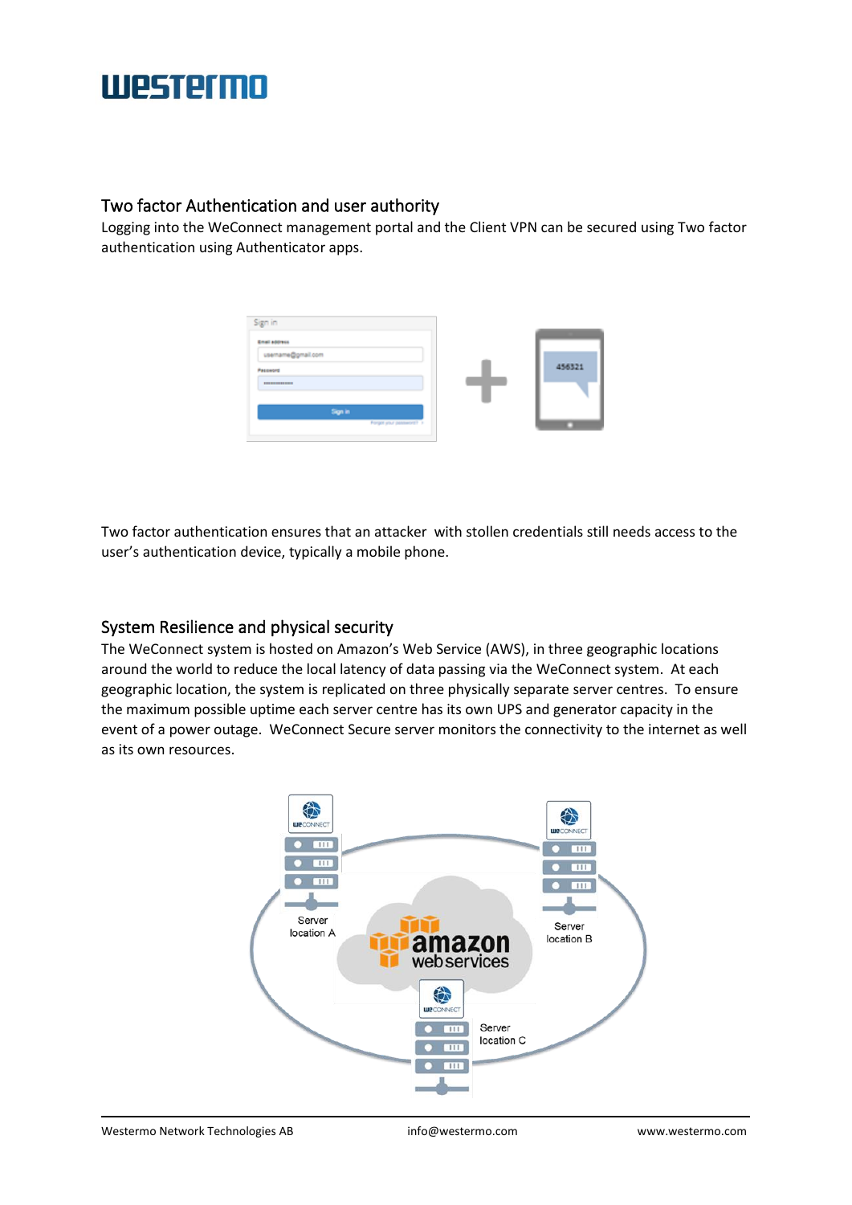## Two factor Authentication and user authority

Logging into the WeConnect management portal and the Client VPN can be secured using Two factor authentication using Authenticator apps.

Two factor authentication ensures that an attacker with stollen credentials still needs access to the user's authentication device, typically a mobile phone.

## System Resilience and physical security

The WeConnect system is hosted on Amazon's Web Service (AWS), in three geographic locations around the world to reduce the local latency of data passing via the WeConnect system. At each geographic location, the system is replicated on three physically separate server centres. To ensure the maximum possible uptime each server centre has its own UPS and generator capacity in the event of a power outage. WeConnect Secure server monitors the connectivity to the internet as well as its own resources.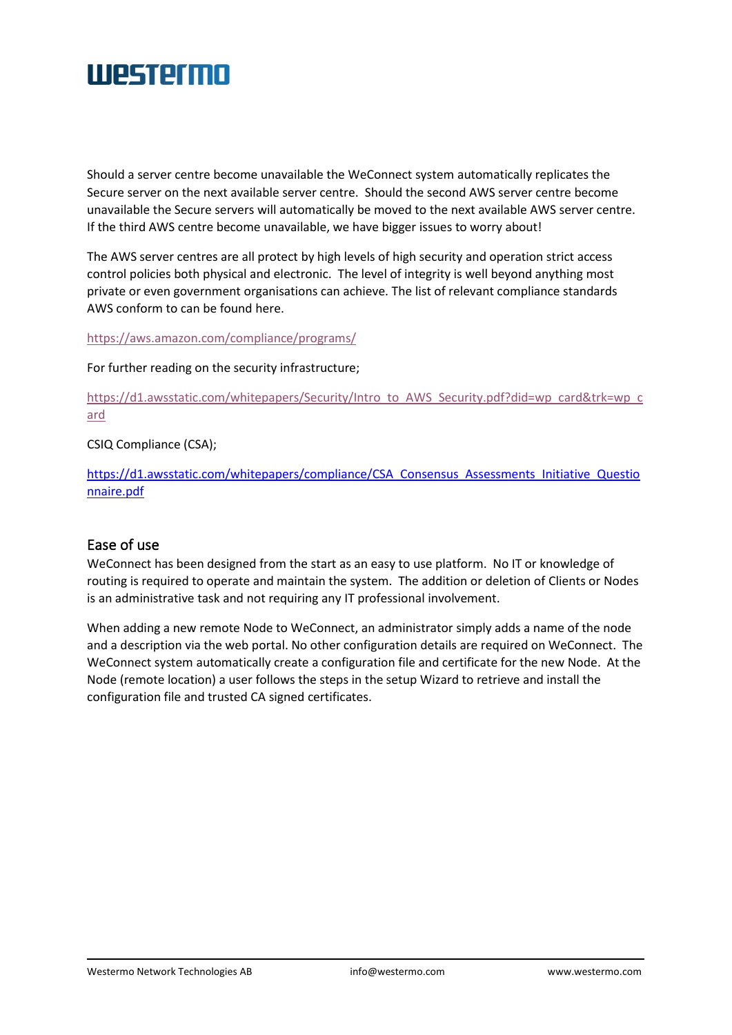Should a server centre become unavailable the WeConnect system automatically replicates the Secure server on the next available server centre. Should the second AWS server centre become unavailable the Secure servers will automatically be moved to the next available AWS server centre. If the third AWS centre become unavailable, we have bigger issues to worry about!

The AWS server centres are all protect by high levels of high security and operation strict access control policies both physical and electronic. The level of integrity is well beyond anything most private or even government organisations can achieve. The list of relevant compliance standards AWS conform to can be found here.

https://aws.amazon.com/compliance/programs/

For further reading on the security infrastructure;

https://d1.awsstatic.com/whitepapers/Security/Intro_to_AWS_Security.pdf?did=wp_card&trk=wp_card

CSIQ Compliance (CSA);

https://d1.awsstatic.com/whitepapers/compliance/CSA_Consensus_Assessments_Initiative_Questionnaire.pdf

## Ease of use

WeConnect has been designed from the start as an easy to use platform. No IT or knowledge of routing is required to operate and maintain the system. The addition or deletion of Clients or Nodes is an administrative task and not requiring any IT professional involvement.

When adding a new remote Node to WeConnect, an administrator simply adds a name of the node and a description via the web portal. No other configuration details are required on WeConnect. The WeConnect system automatically create a configuration file and certificate for the new Node. At the Node (remote location) a user follows the steps in the setup Wizard to retrieve and install the configuration file and trusted CA signed certificates.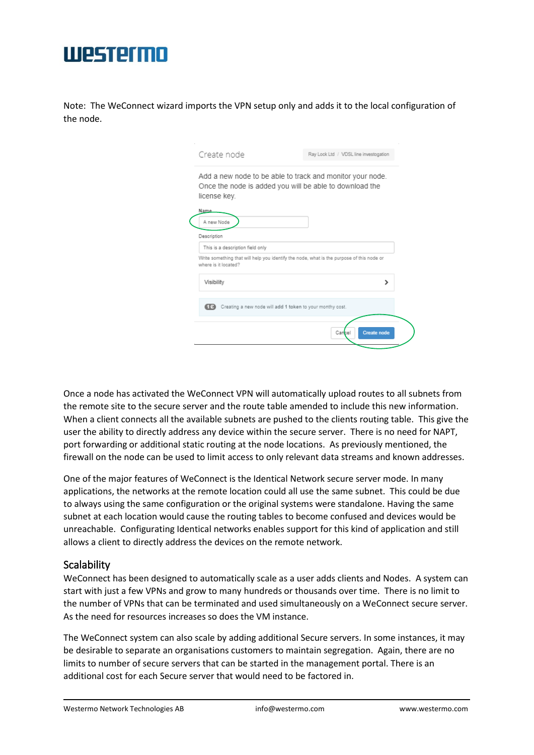Note: The WeConnect wizard imports the VPN setup only and adds it to the local configuration of the node.

Once a node has activated the WeConnect VPN will automatically upload routes to all subnets from the remote site to the secure server and the route table amended to include this new information. When a client connects all the available subnets are pushed to the clients routing table. This give the user the ability to directly address any device within the secure server. There is no need for NAPT, port forwarding or additional static routing at the node locations. As previously mentioned, the firewall on the node can be used to limit access to only relevant data streams and known addresses.

One of the major features of WeConnect is the Identical Network secure server mode. In many applications, the networks at the remote location could all use the same subnet. This could be due to always using the same configuration or the original systems were standalone. Having the same subnet at each location would cause the routing tables to become confused and devices would be unreachable. Configurating Identical networks enables support for this kind of application and still allows a client to directly address the devices on the remote network.

## Scalability

WeConnect has been designed to automatically scale as a user adds clients and Nodes. A system can start with just a few VPNs and grow to many hundreds or thousands over time. There is no limit to the number of VPNs that can be terminated and used simultaneously on a WeConnect secure server. As the need for resources increases so does the VM instance.

The WeConnect system can also scale by adding additional Secure servers. In some instances, it may be desirable to separate an organisations customers to maintain segregation. Again, there are no limits to number of secure servers that can be started in the management portal. There is an additional cost for each Secure server that would need to be factored in.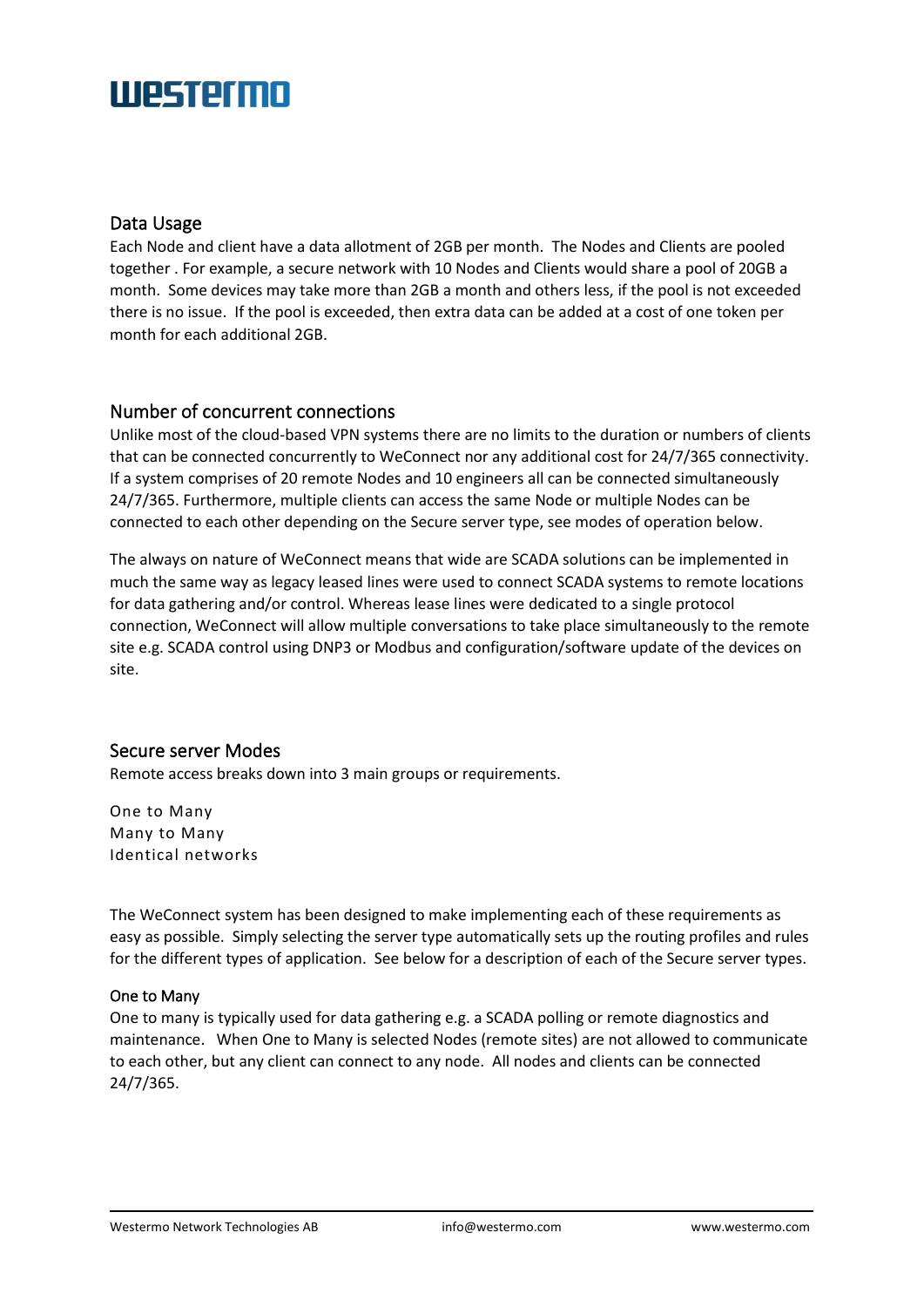## Data Usage

Each Node and client have a data allotment of 2GB per month. The Nodes and Clients are pooled together . For example, a secure network with 10 Nodes and Clients would share a pool of 20GB a month. Some devices may take more than 2GB a month and others less, if the pool is not exceeded there is no issue. If the pool is exceeded, then extra data can be added at a cost of one token per month for each additional 2GB.

## Number of concurrent connections

Unlike most of the cloud-based VPN systems there are no limits to the duration or numbers of clients that can be connected concurrently to WeConnect nor any additional cost for 24/7/365 connectivity. If a system comprises of 20 remote Nodes and 10 engineers all can be connected simultaneously 24/7/365. Furthermore, multiple clients can access the same Node or multiple Nodes can be connected to each other depending on the Secure server type, see modes of operation below.

The always on nature of WeConnect means that wide are SCADA solutions can be implemented in much the same way as legacy leased lines were used to connect SCADA systems to remote locations for data gathering and/or control. Whereas lease lines were dedicated to a single protocol connection, WeConnect will allow multiple conversations to take place simultaneously to the remote site e.g. SCADA control using DNP3 or Modbus and configuration/software update of the devices on site.

## Secure server Modes

Remote access breaks down into 3 main groups or requirements.

One to Many
Many to Many
Identical networks

The WeConnect system has been designed to make implementing each of these requirements as easy as possible. Simply selecting the server type automatically sets up the routing profiles and rules for the different types of application. See below for a description of each of the Secure server types.

### One to Many

One to many is typically used for data gathering e.g. a SCADA polling or remote diagnostics and maintenance. When One to Many is selected Nodes (remote sites) are not allowed to communicate to each other, but any client can connect to any node. All nodes and clients can be connected 24/7/365.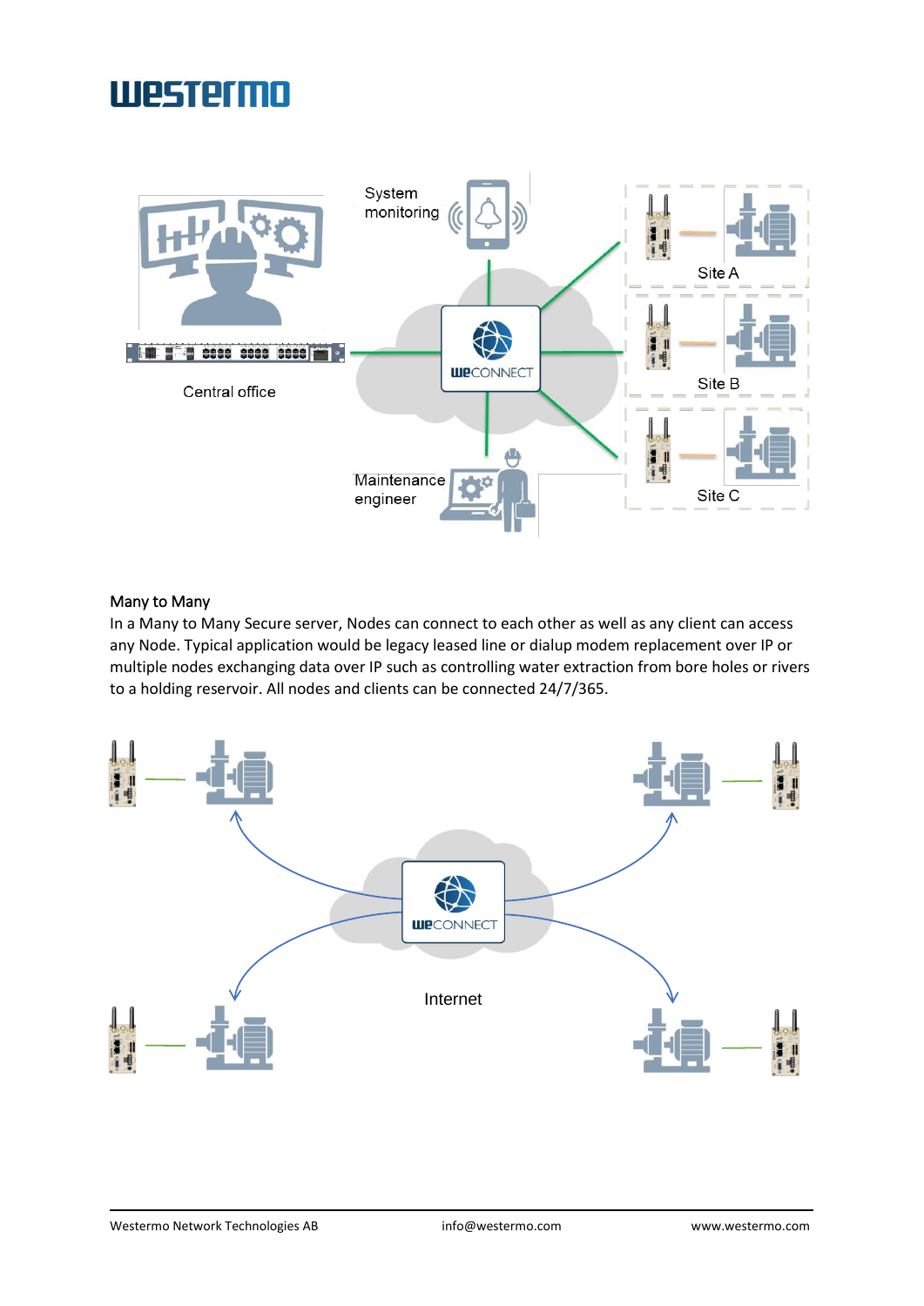## Many to Many

In a Many to Many Secure server, Nodes can connect to each other as well as any client can access any Node. Typical application would be legacy leased line or dialup modem replacement over IP or multiple nodes exchanging data over IP such as controlling water extraction from bore holes or rivers to a holding reservoir. All nodes and clients can be connected 24/7/365.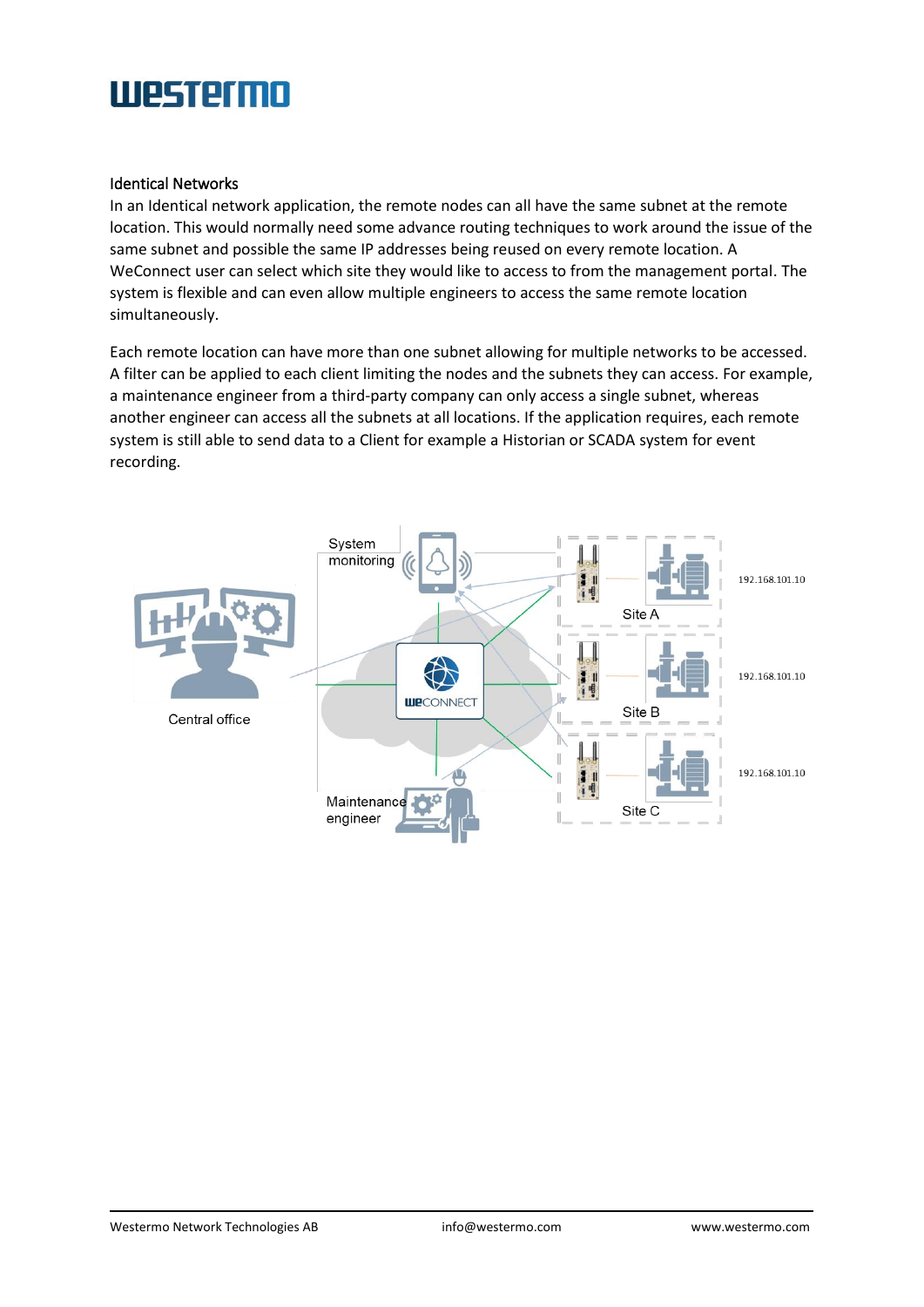## Identical Networks

In an Identical network application, the remote nodes can all have the same subnet at the remote location. This would normally need some advance routing techniques to work around the issue of the same subnet and possible the same IP addresses being reused on every remote location. A WeConnect user can select which site they would like to access to from the management portal. The system is flexible and can even allow multiple engineers to access the same remote location simultaneously.

Each remote location can have more than one subnet allowing for multiple networks to be accessed. A filter can be applied to each client limiting the nodes and the subnets they can access. For example, a maintenance engineer from a third-party company can only access a single subnet, whereas another engineer can access all the subnets at all locations. If the application requires, each remote system is still able to send data to a Client for example a Historian or SCADA system for event recording.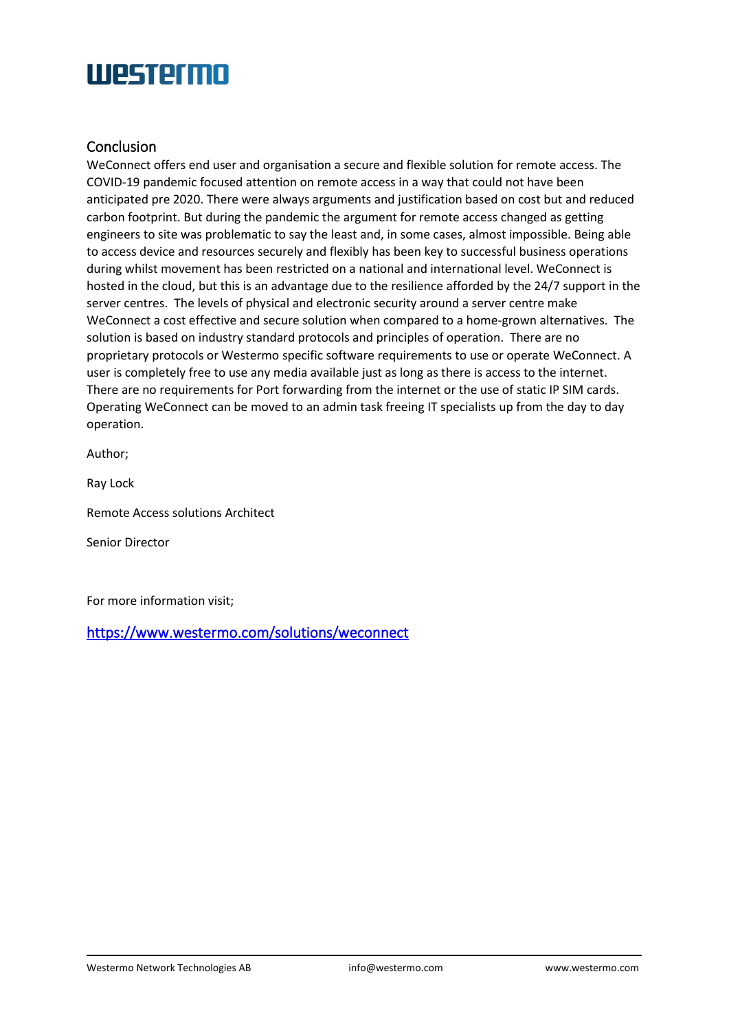## Conclusion

WeConnect offers end user and organisation a secure and flexible solution for remote access. The COVID-19 pandemic focused attention on remote access in a way that could not have been anticipated pre 2020. There were always arguments and justification based on cost but and reduced carbon footprint. But during the pandemic the argument for remote access changed as getting engineers to site was problematic to say the least and, in some cases, almost impossible. Being able to access device and resources securely and flexibly has been key to successful business operations during whilst movement has been restricted on a national and international level. WeConnect is hosted in the cloud, but this is an advantage due to the resilience afforded by the 24/7 support in the server centres. The levels of physical and electronic security around a server centre make WeConnect a cost effective and secure solution when compared to a home-grown alternatives. The solution is based on industry standard protocols and principles of operation. There are no proprietary protocols or Westermo specific software requirements to use or operate WeConnect. A user is completely free to use any media available just as long as there is access to the internet. There are no requirements for Port forwarding from the internet or the use of static IP SIM cards. Operating WeConnect can be moved to an admin task freeing IT specialists up from the day to day operation.

Author;

Ray Lock

Remote Access solutions Architect

Senior Director

For more information visit;

https://www.westermo.com/solutions/weconnect